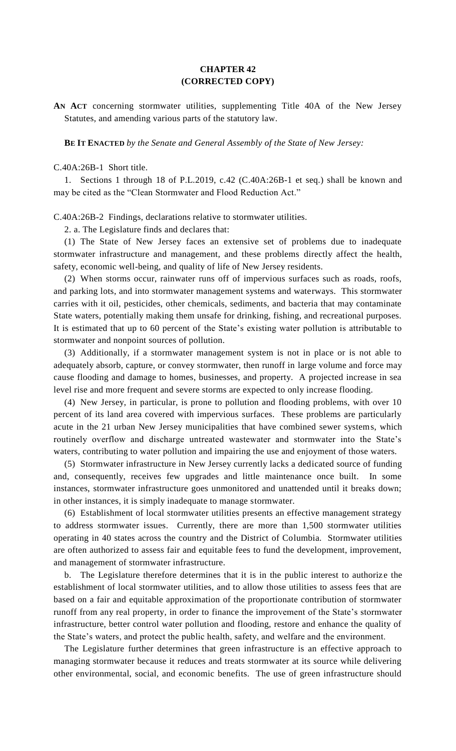# CHAPTER 42
## (CORRECTED COPY)

**AN ACT** concerning stormwater utilities, supplementing Title 40A of the New Jersey Statutes, and amending various parts of the statutory law.

**BE IT ENACTED** *by the Senate and General Assembly of the State of New Jersey:*

C.40A:26B-1 Short title.

1. Sections 1 through 18 of P.L.2019, c.42 (C.40A:26B-1 et seq.) shall be known and may be cited as the "Clean Stormwater and Flood Reduction Act."

C.40A:26B-2 Findings, declarations relative to stormwater utilities.

2. a. The Legislature finds and declares that:

(1) The State of New Jersey faces an extensive set of problems due to inadequate stormwater infrastructure and management, and these problems directly affect the health, safety, economic well-being, and quality of life of New Jersey residents.

(2) When storms occur, rainwater runs off of impervious surfaces such as roads, roofs, and parking lots, and into stormwater management systems and waterways. This stormwater carries with it oil, pesticides, other chemicals, sediments, and bacteria that may contaminate State waters, potentially making them unsafe for drinking, fishing, and recreational purposes. It is estimated that up to 60 percent of the State's existing water pollution is attributable to stormwater and nonpoint sources of pollution.

(3) Additionally, if a stormwater management system is not in place or is not able to adequately absorb, capture, or convey stormwater, then runoff in large volume and force may cause flooding and damage to homes, businesses, and property. A projected increase in sea level rise and more frequent and severe storms are expected to only increase flooding.

(4) New Jersey, in particular, is prone to pollution and flooding problems, with over 10 percent of its land area covered with impervious surfaces. These problems are particularly acute in the 21 urban New Jersey municipalities that have combined sewer systems, which routinely overflow and discharge untreated wastewater and stormwater into the State's waters, contributing to water pollution and impairing the use and enjoyment of those waters.

(5) Stormwater infrastructure in New Jersey currently lacks a dedicated source of funding and, consequently, receives few upgrades and little maintenance once built. In some instances, stormwater infrastructure goes unmonitored and unattended until it breaks down; in other instances, it is simply inadequate to manage stormwater.

(6) Establishment of local stormwater utilities presents an effective management strategy to address stormwater issues. Currently, there are more than 1,500 stormwater utilities operating in 40 states across the country and the District of Columbia. Stormwater utilities are often authorized to assess fair and equitable fees to fund the development, improvement, and management of stormwater infrastructure.

b. The Legislature therefore determines that it is in the public interest to authorize the establishment of local stormwater utilities, and to allow those utilities to assess fees that are based on a fair and equitable approximation of the proportionate contribution of stormwater runoff from any real property, in order to finance the improvement of the State's stormwater infrastructure, better control water pollution and flooding, restore and enhance the quality of the State's waters, and protect the public health, safety, and welfare and the environment.

The Legislature further determines that green infrastructure is an effective approach to managing stormwater because it reduces and treats stormwater at its source while delivering other environmental, social, and economic benefits. The use of green infrastructure should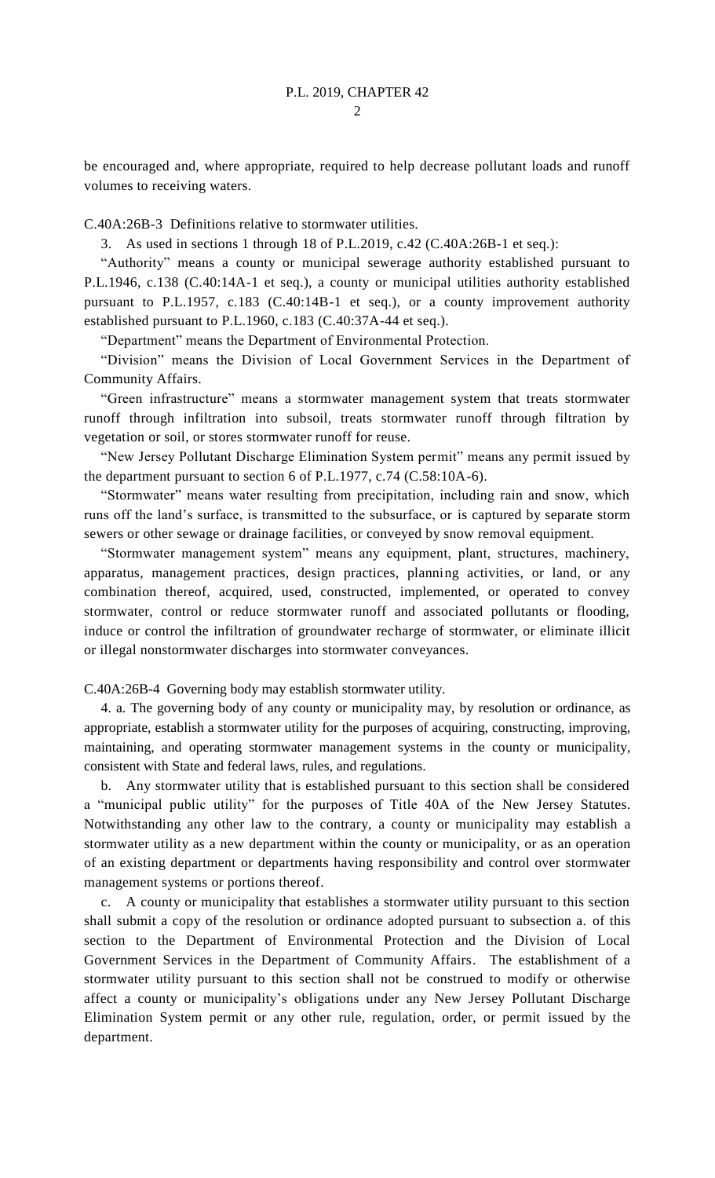be encouraged and, where appropriate, required to help decrease pollutant loads and runoff volumes to receiving waters.

C.40A:26B-3 Definitions relative to stormwater utilities.

3. As used in sections 1 through 18 of P.L.2019, c.42 (C.40A:26B-1 et seq.):

"Authority" means a county or municipal sewerage authority established pursuant to P.L.1946, c.138 (C.40:14A-1 et seq.), a county or municipal utilities authority established pursuant to P.L.1957, c.183 (C.40:14B-1 et seq.), or a county improvement authority established pursuant to P.L.1960, c.183 (C.40:37A-44 et seq.).

"Department" means the Department of Environmental Protection.

"Division" means the Division of Local Government Services in the Department of Community Affairs.

"Green infrastructure" means a stormwater management system that treats stormwater runoff through infiltration into subsoil, treats stormwater runoff through filtration by vegetation or soil, or stores stormwater runoff for reuse.

"New Jersey Pollutant Discharge Elimination System permit" means any permit issued by the department pursuant to section 6 of P.L.1977, c.74 (C.58:10A-6).

"Stormwater" means water resulting from precipitation, including rain and snow, which runs off the land's surface, is transmitted to the subsurface, or is captured by separate storm sewers or other sewage or drainage facilities, or conveyed by snow removal equipment.

"Stormwater management system" means any equipment, plant, structures, machinery, apparatus, management practices, design practices, planning activities, or land, or any combination thereof, acquired, used, constructed, implemented, or operated to convey stormwater, control or reduce stormwater runoff and associated pollutants or flooding, induce or control the infiltration of groundwater recharge of stormwater, or eliminate illicit or illegal nonstormwater discharges into stormwater conveyances.

C.40A:26B-4 Governing body may establish stormwater utility.

4. a. The governing body of any county or municipality may, by resolution or ordinance, as appropriate, establish a stormwater utility for the purposes of acquiring, constructing, improving, maintaining, and operating stormwater management systems in the county or municipality, consistent with State and federal laws, rules, and regulations.

b. Any stormwater utility that is established pursuant to this section shall be considered a "municipal public utility" for the purposes of Title 40A of the New Jersey Statutes. Notwithstanding any other law to the contrary, a county or municipality may establish a stormwater utility as a new department within the county or municipality, or as an operation of an existing department or departments having responsibility and control over stormwater management systems or portions thereof.

c. A county or municipality that establishes a stormwater utility pursuant to this section shall submit a copy of the resolution or ordinance adopted pursuant to subsection a. of this section to the Department of Environmental Protection and the Division of Local Government Services in the Department of Community Affairs. The establishment of a stormwater utility pursuant to this section shall not be construed to modify or otherwise affect a county or municipality's obligations under any New Jersey Pollutant Discharge Elimination System permit or any other rule, regulation, order, or permit issued by the department.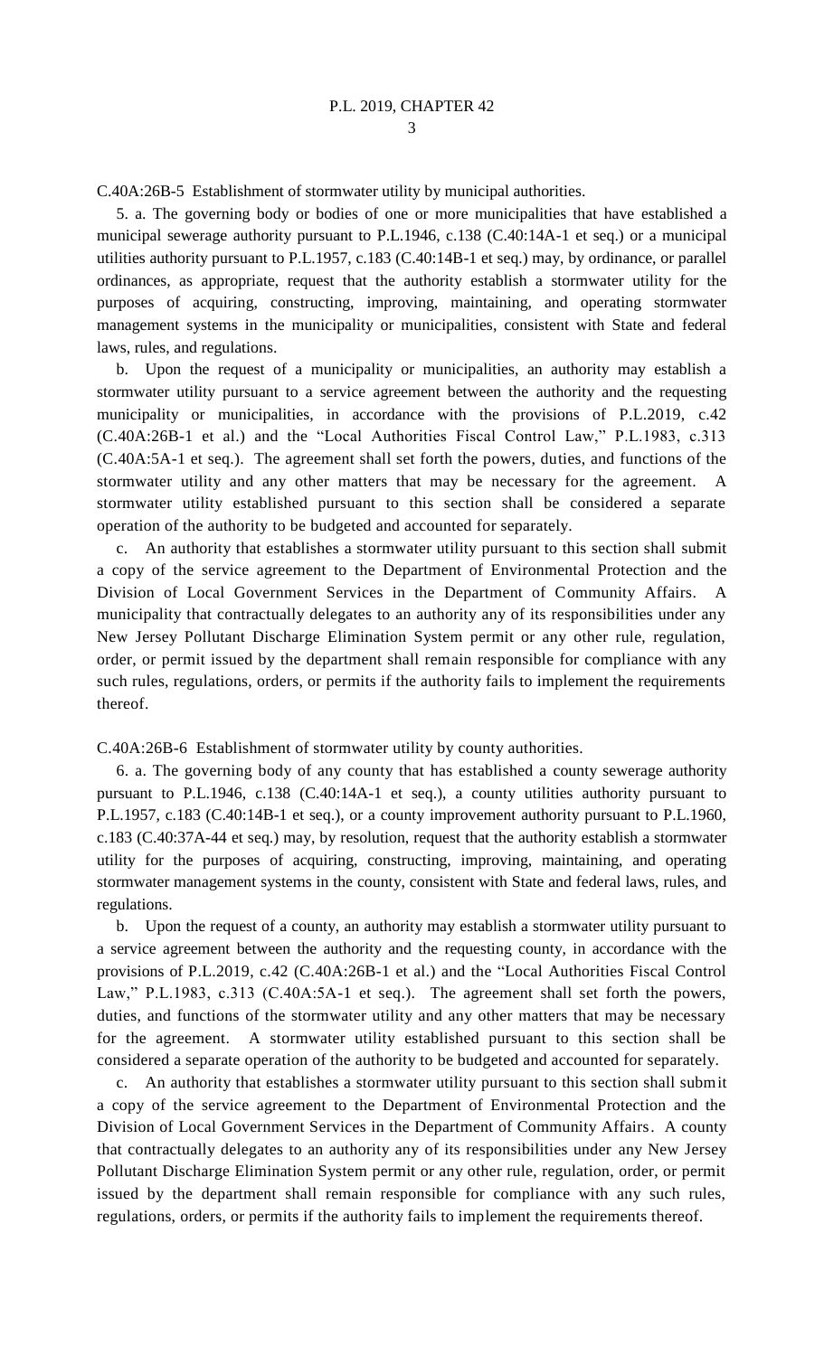C.40A:26B-5 Establishment of stormwater utility by municipal authorities.

5. a. The governing body or bodies of one or more municipalities that have established a municipal sewerage authority pursuant to P.L.1946, c.138 (C.40:14A-1 et seq.) or a municipal utilities authority pursuant to P.L.1957, c.183 (C.40:14B-1 et seq.) may, by ordinance, or parallel ordinances, as appropriate, request that the authority establish a stormwater utility for the purposes of acquiring, constructing, improving, maintaining, and operating stormwater management systems in the municipality or municipalities, consistent with State and federal laws, rules, and regulations.

b. Upon the request of a municipality or municipalities, an authority may establish a stormwater utility pursuant to a service agreement between the authority and the requesting municipality or municipalities, in accordance with the provisions of P.L.2019, c.42 (C.40A:26B-1 et al.) and the "Local Authorities Fiscal Control Law," P.L.1983, c.313 (C.40A:5A-1 et seq.). The agreement shall set forth the powers, duties, and functions of the stormwater utility and any other matters that may be necessary for the agreement. A stormwater utility established pursuant to this section shall be considered a separate operation of the authority to be budgeted and accounted for separately.

c. An authority that establishes a stormwater utility pursuant to this section shall submit a copy of the service agreement to the Department of Environmental Protection and the Division of Local Government Services in the Department of Community Affairs. A municipality that contractually delegates to an authority any of its responsibilities under any New Jersey Pollutant Discharge Elimination System permit or any other rule, regulation, order, or permit issued by the department shall remain responsible for compliance with any such rules, regulations, orders, or permits if the authority fails to implement the requirements thereof.

C.40A:26B-6 Establishment of stormwater utility by county authorities.

6. a. The governing body of any county that has established a county sewerage authority pursuant to P.L.1946, c.138 (C.40:14A-1 et seq.), a county utilities authority pursuant to P.L.1957, c.183 (C.40:14B-1 et seq.), or a county improvement authority pursuant to P.L.1960, c.183 (C.40:37A-44 et seq.) may, by resolution, request that the authority establish a stormwater utility for the purposes of acquiring, constructing, improving, maintaining, and operating stormwater management systems in the county, consistent with State and federal laws, rules, and regulations.

b. Upon the request of a county, an authority may establish a stormwater utility pursuant to a service agreement between the authority and the requesting county, in accordance with the provisions of P.L.2019, c.42 (C.40A:26B-1 et al.) and the "Local Authorities Fiscal Control Law," P.L.1983, c.313 (C.40A:5A-1 et seq.). The agreement shall set forth the powers, duties, and functions of the stormwater utility and any other matters that may be necessary for the agreement. A stormwater utility established pursuant to this section shall be considered a separate operation of the authority to be budgeted and accounted for separately.

c. An authority that establishes a stormwater utility pursuant to this section shall submit a copy of the service agreement to the Department of Environmental Protection and the Division of Local Government Services in the Department of Community Affairs. A county that contractually delegates to an authority any of its responsibilities under any New Jersey Pollutant Discharge Elimination System permit or any other rule, regulation, order, or permit issued by the department shall remain responsible for compliance with any such rules, regulations, orders, or permits if the authority fails to implement the requirements thereof.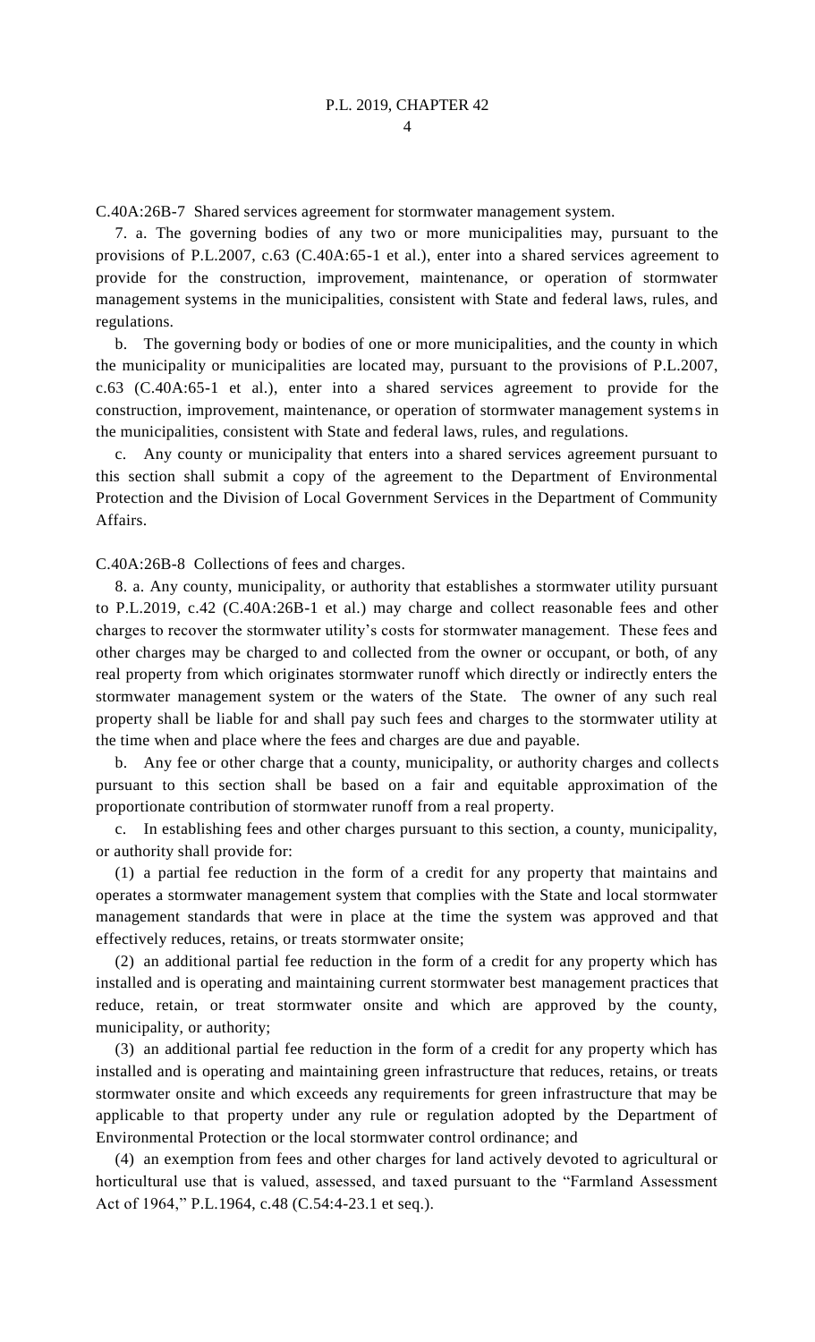C.40A:26B-7 Shared services agreement for stormwater management system.

7. a. The governing bodies of any two or more municipalities may, pursuant to the provisions of P.L.2007, c.63 (C.40A:65-1 et al.), enter into a shared services agreement to provide for the construction, improvement, maintenance, or operation of stormwater management systems in the municipalities, consistent with State and federal laws, rules, and regulations.

b. The governing body or bodies of one or more municipalities, and the county in which the municipality or municipalities are located may, pursuant to the provisions of P.L.2007, c.63 (C.40A:65-1 et al.), enter into a shared services agreement to provide for the construction, improvement, maintenance, or operation of stormwater management systems in the municipalities, consistent with State and federal laws, rules, and regulations.

c. Any county or municipality that enters into a shared services agreement pursuant to this section shall submit a copy of the agreement to the Department of Environmental Protection and the Division of Local Government Services in the Department of Community Affairs.

C.40A:26B-8 Collections of fees and charges.

8. a. Any county, municipality, or authority that establishes a stormwater utility pursuant to P.L.2019, c.42 (C.40A:26B-1 et al.) may charge and collect reasonable fees and other charges to recover the stormwater utility's costs for stormwater management. These fees and other charges may be charged to and collected from the owner or occupant, or both, of any real property from which originates stormwater runoff which directly or indirectly enters the stormwater management system or the waters of the State. The owner of any such real property shall be liable for and shall pay such fees and charges to the stormwater utility at the time when and place where the fees and charges are due and payable.

b. Any fee or other charge that a county, municipality, or authority charges and collects pursuant to this section shall be based on a fair and equitable approximation of the proportionate contribution of stormwater runoff from a real property.

c. In establishing fees and other charges pursuant to this section, a county, municipality, or authority shall provide for:

(1) a partial fee reduction in the form of a credit for any property that maintains and operates a stormwater management system that complies with the State and local stormwater management standards that were in place at the time the system was approved and that effectively reduces, retains, or treats stormwater onsite;

(2) an additional partial fee reduction in the form of a credit for any property which has installed and is operating and maintaining current stormwater best management practices that reduce, retain, or treat stormwater onsite and which are approved by the county, municipality, or authority;

(3) an additional partial fee reduction in the form of a credit for any property which has installed and is operating and maintaining green infrastructure that reduces, retains, or treats stormwater onsite and which exceeds any requirements for green infrastructure that may be applicable to that property under any rule or regulation adopted by the Department of Environmental Protection or the local stormwater control ordinance; and

(4) an exemption from fees and other charges for land actively devoted to agricultural or horticultural use that is valued, assessed, and taxed pursuant to the "Farmland Assessment Act of 1964," P.L.1964, c.48 (C.54:4-23.1 et seq.).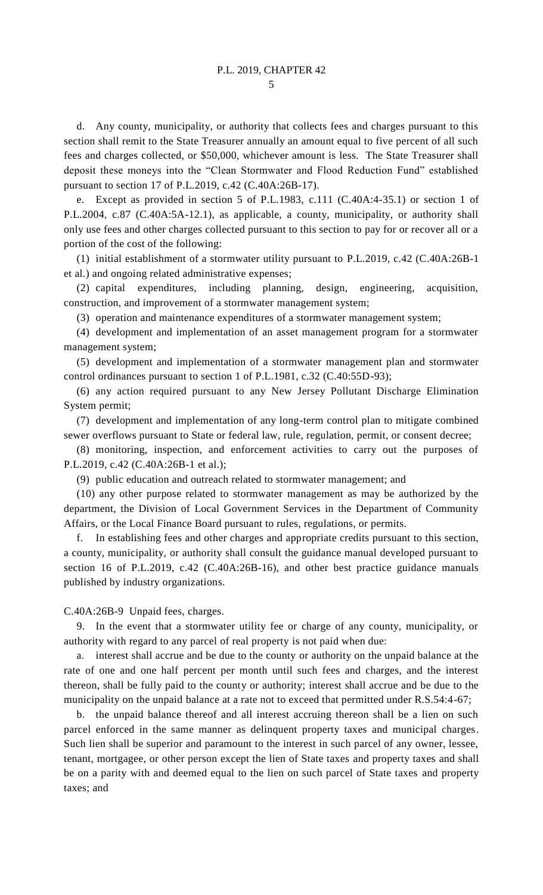d. Any county, municipality, or authority that collects fees and charges pursuant to this section shall remit to the State Treasurer annually an amount equal to five percent of all such fees and charges collected, or $50,000, whichever amount is less. The State Treasurer shall deposit these moneys into the "Clean Stormwater and Flood Reduction Fund" established pursuant to section 17 of P.L.2019, c.42 (C.40A:26B-17).

e. Except as provided in section 5 of P.L.1983, c.111 (C.40A:4-35.1) or section 1 of P.L.2004, c.87 (C.40A:5A-12.1), as applicable, a county, municipality, or authority shall only use fees and other charges collected pursuant to this section to pay for or recover all or a portion of the cost of the following:

(1) initial establishment of a stormwater utility pursuant to P.L.2019, c.42 (C.40A:26B-1 et al.) and ongoing related administrative expenses;

(2) capital expenditures, including planning, design, engineering, acquisition, construction, and improvement of a stormwater management system;

(3) operation and maintenance expenditures of a stormwater management system;

(4) development and implementation of an asset management program for a stormwater management system;

(5) development and implementation of a stormwater management plan and stormwater control ordinances pursuant to section 1 of P.L.1981, c.32 (C.40:55D-93);

(6) any action required pursuant to any New Jersey Pollutant Discharge Elimination System permit;

(7) development and implementation of any long-term control plan to mitigate combined sewer overflows pursuant to State or federal law, rule, regulation, permit, or consent decree;

(8) monitoring, inspection, and enforcement activities to carry out the purposes of P.L.2019, c.42 (C.40A:26B-1 et al.);

(9) public education and outreach related to stormwater management; and

(10) any other purpose related to stormwater management as may be authorized by the department, the Division of Local Government Services in the Department of Community Affairs, or the Local Finance Board pursuant to rules, regulations, or permits.

f. In establishing fees and other charges and appropriate credits pursuant to this section, a county, municipality, or authority shall consult the guidance manual developed pursuant to section 16 of P.L.2019, c.42 (C.40A:26B-16), and other best practice guidance manuals published by industry organizations.

C.40A:26B-9 Unpaid fees, charges.

9. In the event that a stormwater utility fee or charge of any county, municipality, or authority with regard to any parcel of real property is not paid when due:

a. interest shall accrue and be due to the county or authority on the unpaid balance at the rate of one and one half percent per month until such fees and charges, and the interest thereon, shall be fully paid to the county or authority; interest shall accrue and be due to the municipality on the unpaid balance at a rate not to exceed that permitted under R.S.54:4-67;

b. the unpaid balance thereof and all interest accruing thereon shall be a lien on such parcel enforced in the same manner as delinquent property taxes and municipal charges. Such lien shall be superior and paramount to the interest in such parcel of any owner, lessee, tenant, mortgagee, or other person except the lien of State taxes and property taxes and shall be on a parity with and deemed equal to the lien on such parcel of State taxes and property taxes; and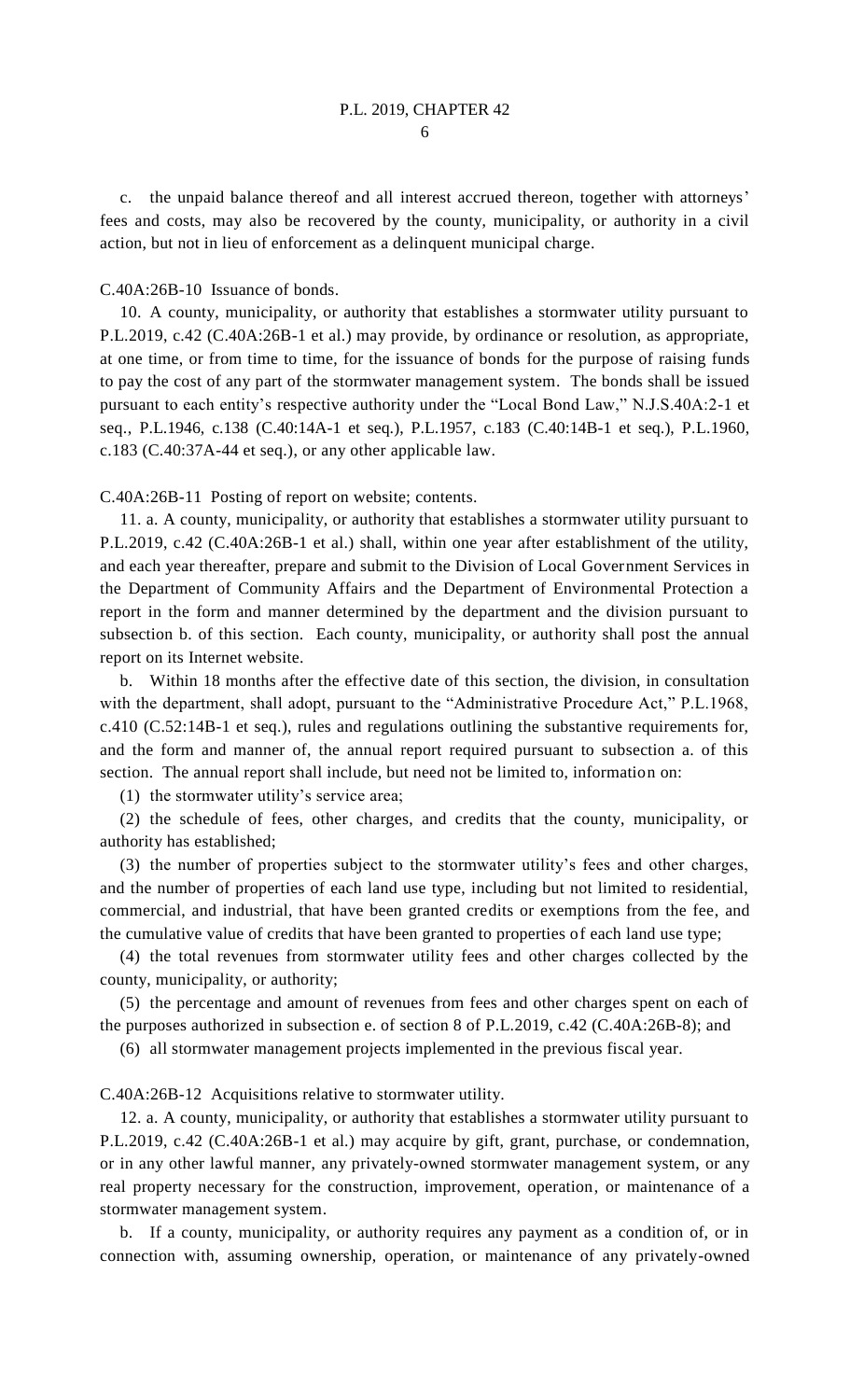c. the unpaid balance thereof and all interest accrued thereon, together with attorneys' fees and costs, may also be recovered by the county, municipality, or authority in a civil action, but not in lieu of enforcement as a delinquent municipal charge.

C.40A:26B-10 Issuance of bonds.

10. A county, municipality, or authority that establishes a stormwater utility pursuant to P.L.2019, c.42 (C.40A:26B-1 et al.) may provide, by ordinance or resolution, as appropriate, at one time, or from time to time, for the issuance of bonds for the purpose of raising funds to pay the cost of any part of the stormwater management system. The bonds shall be issued pursuant to each entity's respective authority under the "Local Bond Law," N.J.S.40A:2-1 et seq., P.L.1946, c.138 (C.40:14A-1 et seq.), P.L.1957, c.183 (C.40:14B-1 et seq.), P.L.1960, c.183 (C.40:37A-44 et seq.), or any other applicable law.

C.40A:26B-11 Posting of report on website; contents.

11. a. A county, municipality, or authority that establishes a stormwater utility pursuant to P.L.2019, c.42 (C.40A:26B-1 et al.) shall, within one year after establishment of the utility, and each year thereafter, prepare and submit to the Division of Local Government Services in the Department of Community Affairs and the Department of Environmental Protection a report in the form and manner determined by the department and the division pursuant to subsection b. of this section. Each county, municipality, or authority shall post the annual report on its Internet website.

b. Within 18 months after the effective date of this section, the division, in consultation with the department, shall adopt, pursuant to the "Administrative Procedure Act," P.L.1968, c.410 (C.52:14B-1 et seq.), rules and regulations outlining the substantive requirements for, and the form and manner of, the annual report required pursuant to subsection a. of this section. The annual report shall include, but need not be limited to, information on:

(1) the stormwater utility's service area;

(2) the schedule of fees, other charges, and credits that the county, municipality, or authority has established;

(3) the number of properties subject to the stormwater utility's fees and other charges, and the number of properties of each land use type, including but not limited to residential, commercial, and industrial, that have been granted credits or exemptions from the fee, and the cumulative value of credits that have been granted to properties of each land use type;

(4) the total revenues from stormwater utility fees and other charges collected by the county, municipality, or authority;

(5) the percentage and amount of revenues from fees and other charges spent on each of the purposes authorized in subsection e. of section 8 of P.L.2019, c.42 (C.40A:26B-8); and

(6) all stormwater management projects implemented in the previous fiscal year.

C.40A:26B-12 Acquisitions relative to stormwater utility.

12. a. A county, municipality, or authority that establishes a stormwater utility pursuant to P.L.2019, c.42 (C.40A:26B-1 et al.) may acquire by gift, grant, purchase, or condemnation, or in any other lawful manner, any privately-owned stormwater management system, or any real property necessary for the construction, improvement, operation, or maintenance of a stormwater management system.

b. If a county, municipality, or authority requires any payment as a condition of, or in connection with, assuming ownership, operation, or maintenance of any privately-owned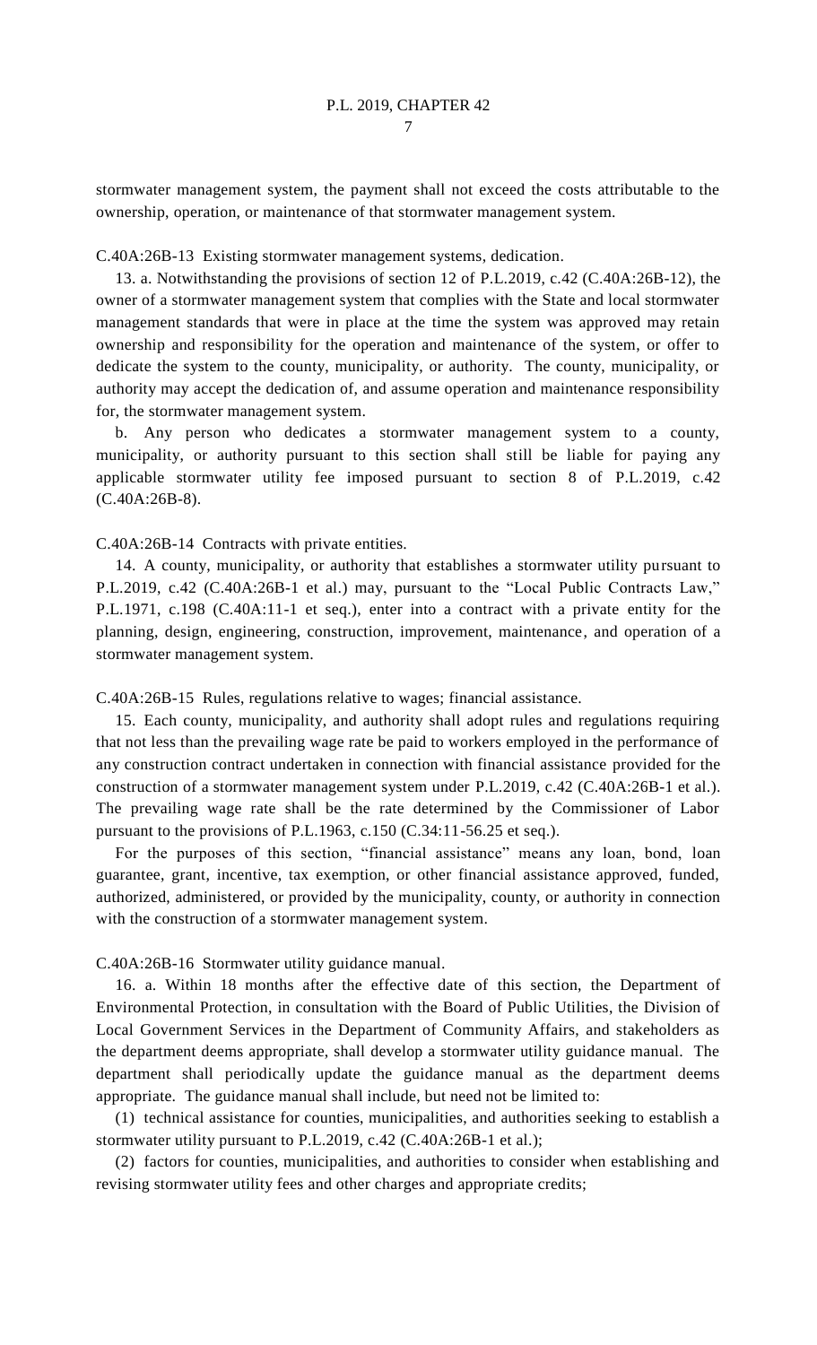stormwater management system, the payment shall not exceed the costs attributable to the ownership, operation, or maintenance of that stormwater management system.

C.40A:26B-13 Existing stormwater management systems, dedication.

13. a. Notwithstanding the provisions of section 12 of P.L.2019, c.42 (C.40A:26B-12), the owner of a stormwater management system that complies with the State and local stormwater management standards that were in place at the time the system was approved may retain ownership and responsibility for the operation and maintenance of the system, or offer to dedicate the system to the county, municipality, or authority. The county, municipality, or authority may accept the dedication of, and assume operation and maintenance responsibility for, the stormwater management system.

b. Any person who dedicates a stormwater management system to a county, municipality, or authority pursuant to this section shall still be liable for paying any applicable stormwater utility fee imposed pursuant to section 8 of P.L.2019, c.42 (C.40A:26B-8).

C.40A:26B-14 Contracts with private entities.

14. A county, municipality, or authority that establishes a stormwater utility pursuant to P.L.2019, c.42 (C.40A:26B-1 et al.) may, pursuant to the "Local Public Contracts Law," P.L.1971, c.198 (C.40A:11-1 et seq.), enter into a contract with a private entity for the planning, design, engineering, construction, improvement, maintenance, and operation of a stormwater management system.

C.40A:26B-15 Rules, regulations relative to wages; financial assistance.

15. Each county, municipality, and authority shall adopt rules and regulations requiring that not less than the prevailing wage rate be paid to workers employed in the performance of any construction contract undertaken in connection with financial assistance provided for the construction of a stormwater management system under P.L.2019, c.42 (C.40A:26B-1 et al.). The prevailing wage rate shall be the rate determined by the Commissioner of Labor pursuant to the provisions of P.L.1963, c.150 (C.34:11-56.25 et seq.).

For the purposes of this section, "financial assistance" means any loan, bond, loan guarantee, grant, incentive, tax exemption, or other financial assistance approved, funded, authorized, administered, or provided by the municipality, county, or authority in connection with the construction of a stormwater management system.

C.40A:26B-16 Stormwater utility guidance manual.

16. a. Within 18 months after the effective date of this section, the Department of Environmental Protection, in consultation with the Board of Public Utilities, the Division of Local Government Services in the Department of Community Affairs, and stakeholders as the department deems appropriate, shall develop a stormwater utility guidance manual. The department shall periodically update the guidance manual as the department deems appropriate. The guidance manual shall include, but need not be limited to:

(1) technical assistance for counties, municipalities, and authorities seeking to establish a stormwater utility pursuant to P.L.2019, c.42 (C.40A:26B-1 et al.);

(2) factors for counties, municipalities, and authorities to consider when establishing and revising stormwater utility fees and other charges and appropriate credits;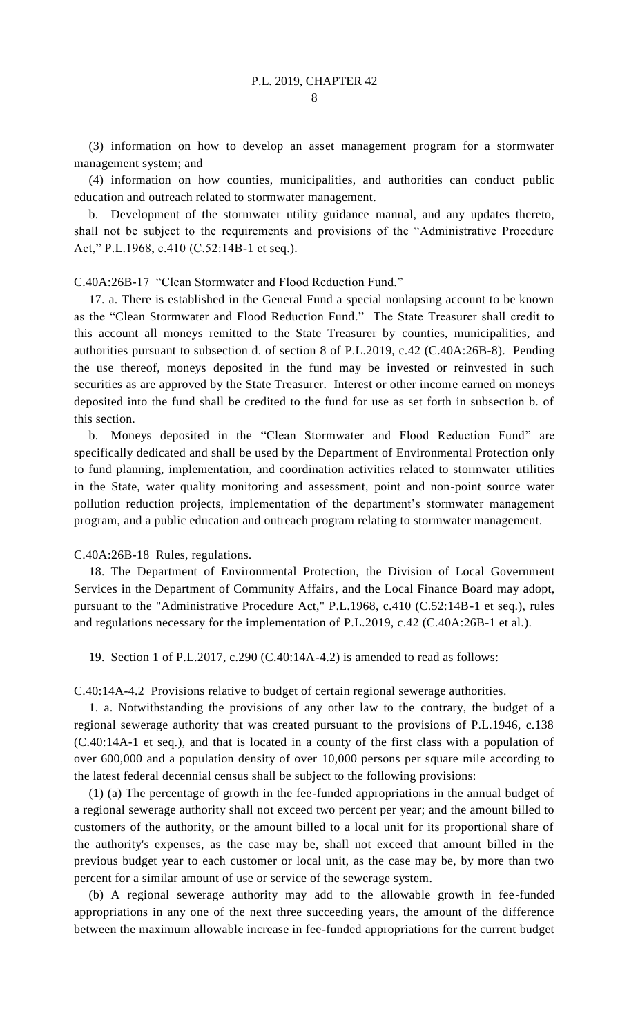(3) information on how to develop an asset management program for a stormwater management system; and

(4) information on how counties, municipalities, and authorities can conduct public education and outreach related to stormwater management.

b. Development of the stormwater utility guidance manual, and any updates thereto, shall not be subject to the requirements and provisions of the "Administrative Procedure Act," P.L.1968, c.410 (C.52:14B-1 et seq.).

C.40A:26B-17 "Clean Stormwater and Flood Reduction Fund."

17. a. There is established in the General Fund a special nonlapsing account to be known as the "Clean Stormwater and Flood Reduction Fund." The State Treasurer shall credit to this account all moneys remitted to the State Treasurer by counties, municipalities, and authorities pursuant to subsection d. of section 8 of P.L.2019, c.42 (C.40A:26B-8). Pending the use thereof, moneys deposited in the fund may be invested or reinvested in such securities as are approved by the State Treasurer. Interest or other income earned on moneys deposited into the fund shall be credited to the fund for use as set forth in subsection b. of this section.

b. Moneys deposited in the "Clean Stormwater and Flood Reduction Fund" are specifically dedicated and shall be used by the Department of Environmental Protection only to fund planning, implementation, and coordination activities related to stormwater utilities in the State, water quality monitoring and assessment, point and non-point source water pollution reduction projects, implementation of the department's stormwater management program, and a public education and outreach program relating to stormwater management.

C.40A:26B-18 Rules, regulations.

18. The Department of Environmental Protection, the Division of Local Government Services in the Department of Community Affairs, and the Local Finance Board may adopt, pursuant to the "Administrative Procedure Act," P.L.1968, c.410 (C.52:14B-1 et seq.), rules and regulations necessary for the implementation of P.L.2019, c.42 (C.40A:26B-1 et al.).

19. Section 1 of P.L.2017, c.290 (C.40:14A-4.2) is amended to read as follows:

C.40:14A-4.2 Provisions relative to budget of certain regional sewerage authorities.

1. a. Notwithstanding the provisions of any other law to the contrary, the budget of a regional sewerage authority that was created pursuant to the provisions of P.L.1946, c.138 (C.40:14A-1 et seq.), and that is located in a county of the first class with a population of over 600,000 and a population density of over 10,000 persons per square mile according to the latest federal decennial census shall be subject to the following provisions:

(1) (a) The percentage of growth in the fee-funded appropriations in the annual budget of a regional sewerage authority shall not exceed two percent per year; and the amount billed to customers of the authority, or the amount billed to a local unit for its proportional share of the authority's expenses, as the case may be, shall not exceed that amount billed in the previous budget year to each customer or local unit, as the case may be, by more than two percent for a similar amount of use or service of the sewerage system.

(b) A regional sewerage authority may add to the allowable growth in fee-funded appropriations in any one of the next three succeeding years, the amount of the difference between the maximum allowable increase in fee-funded appropriations for the current budget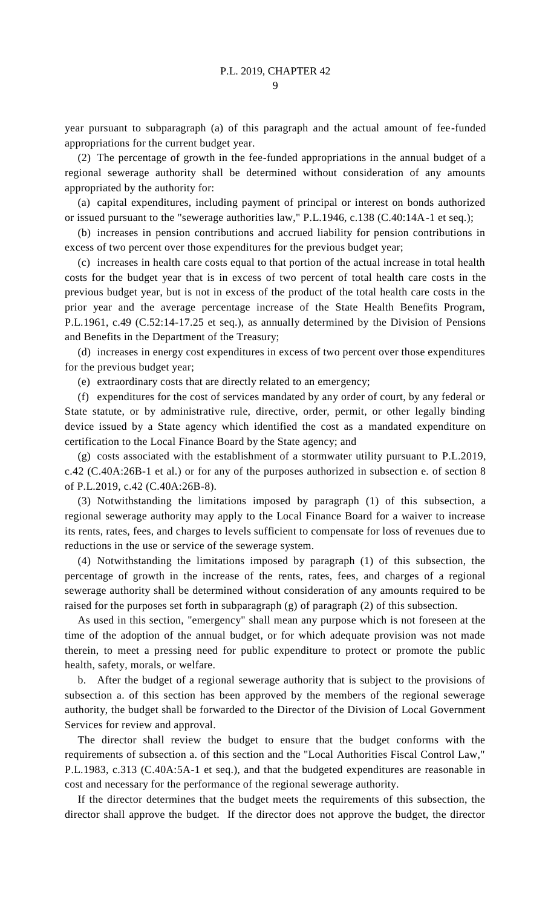year pursuant to subparagraph (a) of this paragraph and the actual amount of fee-funded appropriations for the current budget year.

(2) The percentage of growth in the fee-funded appropriations in the annual budget of a regional sewerage authority shall be determined without consideration of any amounts appropriated by the authority for:

(a) capital expenditures, including payment of principal or interest on bonds authorized or issued pursuant to the "sewerage authorities law," P.L.1946, c.138 (C.40:14A-1 et seq.);

(b) increases in pension contributions and accrued liability for pension contributions in excess of two percent over those expenditures for the previous budget year;

(c) increases in health care costs equal to that portion of the actual increase in total health costs for the budget year that is in excess of two percent of total health care costs in the previous budget year, but is not in excess of the product of the total health care costs in the prior year and the average percentage increase of the State Health Benefits Program, P.L.1961, c.49 (C.52:14-17.25 et seq.), as annually determined by the Division of Pensions and Benefits in the Department of the Treasury;

(d) increases in energy cost expenditures in excess of two percent over those expenditures for the previous budget year;

(e) extraordinary costs that are directly related to an emergency;

(f) expenditures for the cost of services mandated by any order of court, by any federal or State statute, or by administrative rule, directive, order, permit, or other legally binding device issued by a State agency which identified the cost as a mandated expenditure on certification to the Local Finance Board by the State agency; and

(g) costs associated with the establishment of a stormwater utility pursuant to P.L.2019, c.42 (C.40A:26B-1 et al.) or for any of the purposes authorized in subsection e. of section 8 of P.L.2019, c.42 (C.40A:26B-8).

(3) Notwithstanding the limitations imposed by paragraph (1) of this subsection, a regional sewerage authority may apply to the Local Finance Board for a waiver to increase its rents, rates, fees, and charges to levels sufficient to compensate for loss of revenues due to reductions in the use or service of the sewerage system.

(4) Notwithstanding the limitations imposed by paragraph (1) of this subsection, the percentage of growth in the increase of the rents, rates, fees, and charges of a regional sewerage authority shall be determined without consideration of any amounts required to be raised for the purposes set forth in subparagraph (g) of paragraph (2) of this subsection.

As used in this section, "emergency" shall mean any purpose which is not foreseen at the time of the adoption of the annual budget, or for which adequate provision was not made therein, to meet a pressing need for public expenditure to protect or promote the public health, safety, morals, or welfare.

b. After the budget of a regional sewerage authority that is subject to the provisions of subsection a. of this section has been approved by the members of the regional sewerage authority, the budget shall be forwarded to the Director of the Division of Local Government Services for review and approval.

The director shall review the budget to ensure that the budget conforms with the requirements of subsection a. of this section and the "Local Authorities Fiscal Control Law," P.L.1983, c.313 (C.40A:5A-1 et seq.), and that the budgeted expenditures are reasonable in cost and necessary for the performance of the regional sewerage authority.

If the director determines that the budget meets the requirements of this subsection, the director shall approve the budget. If the director does not approve the budget, the director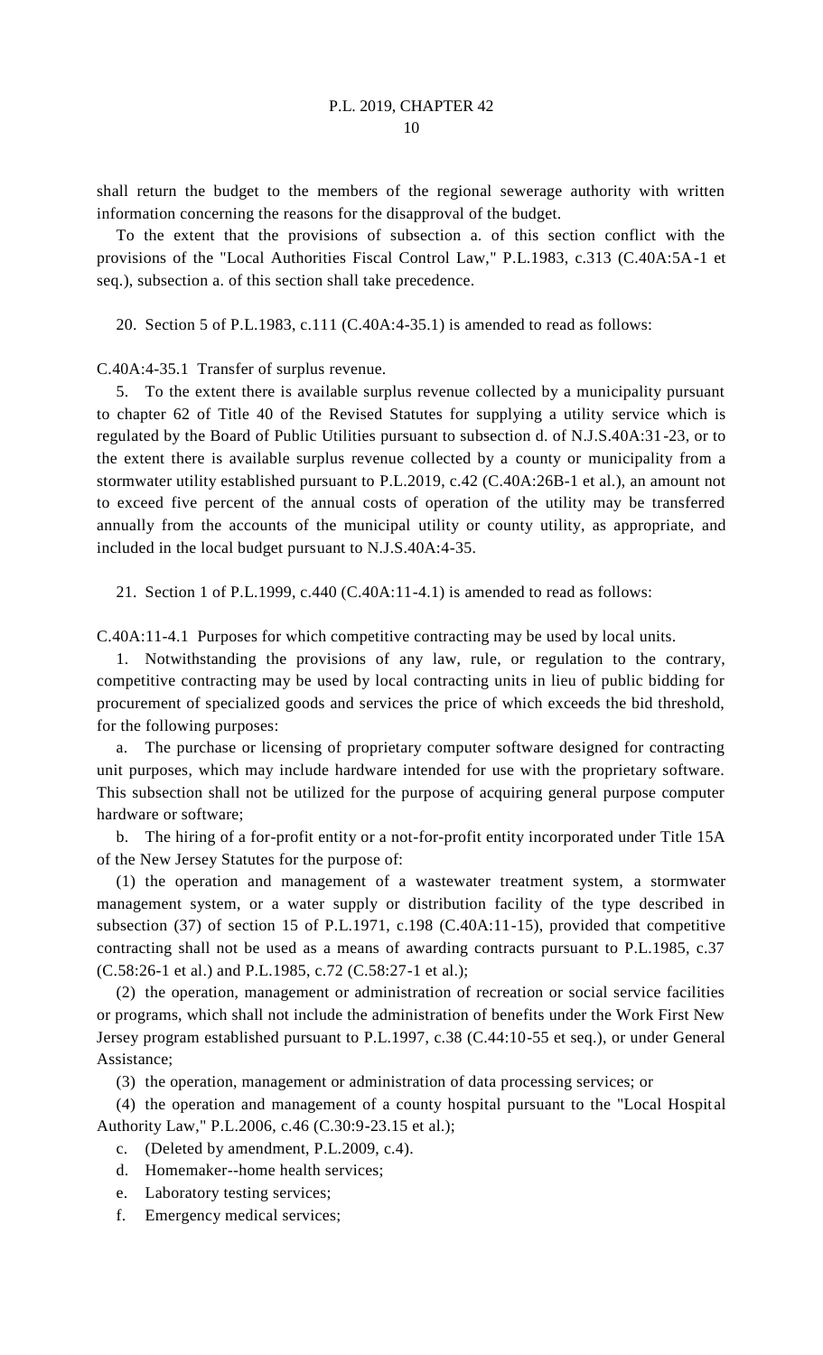shall return the budget to the members of the regional sewerage authority with written information concerning the reasons for the disapproval of the budget.

To the extent that the provisions of subsection a. of this section conflict with the provisions of the "Local Authorities Fiscal Control Law," P.L.1983, c.313 (C.40A:5A-1 et seq.), subsection a. of this section shall take precedence.

20. Section 5 of P.L.1983, c.111 (C.40A:4-35.1) is amended to read as follows:

C.40A:4-35.1 Transfer of surplus revenue.

5. To the extent there is available surplus revenue collected by a municipality pursuant to chapter 62 of Title 40 of the Revised Statutes for supplying a utility service which is regulated by the Board of Public Utilities pursuant to subsection d. of N.J.S.40A:31-23, or to the extent there is available surplus revenue collected by a county or municipality from a stormwater utility established pursuant to P.L.2019, c.42 (C.40A:26B-1 et al.), an amount not to exceed five percent of the annual costs of operation of the utility may be transferred annually from the accounts of the municipal utility or county utility, as appropriate, and included in the local budget pursuant to N.J.S.40A:4-35.

21. Section 1 of P.L.1999, c.440 (C.40A:11-4.1) is amended to read as follows:

C.40A:11-4.1 Purposes for which competitive contracting may be used by local units.

1. Notwithstanding the provisions of any law, rule, or regulation to the contrary, competitive contracting may be used by local contracting units in lieu of public bidding for procurement of specialized goods and services the price of which exceeds the bid threshold, for the following purposes:

a. The purchase or licensing of proprietary computer software designed for contracting unit purposes, which may include hardware intended for use with the proprietary software. This subsection shall not be utilized for the purpose of acquiring general purpose computer hardware or software;

b. The hiring of a for-profit entity or a not-for-profit entity incorporated under Title 15A of the New Jersey Statutes for the purpose of:

(1) the operation and management of a wastewater treatment system, a stormwater management system, or a water supply or distribution facility of the type described in subsection (37) of section 15 of P.L.1971, c.198 (C.40A:11-15), provided that competitive contracting shall not be used as a means of awarding contracts pursuant to P.L.1985, c.37 (C.58:26-1 et al.) and P.L.1985, c.72 (C.58:27-1 et al.);

(2) the operation, management or administration of recreation or social service facilities or programs, which shall not include the administration of benefits under the Work First New Jersey program established pursuant to P.L.1997, c.38 (C.44:10-55 et seq.), or under General Assistance;

(3) the operation, management or administration of data processing services; or

(4) the operation and management of a county hospital pursuant to the "Local Hospital Authority Law," P.L.2006, c.46 (C.30:9-23.15 et al.);

c. (Deleted by amendment, P.L.2009, c.4).

d. Homemaker--home health services;

e. Laboratory testing services;

f. Emergency medical services;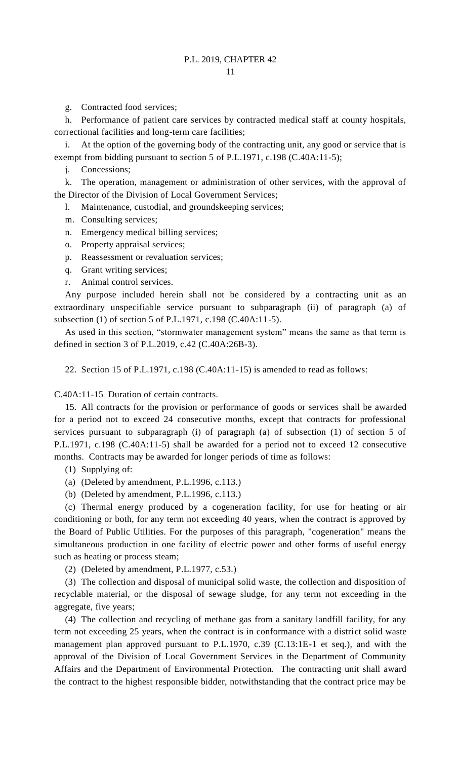g. Contracted food services;

h. Performance of patient care services by contracted medical staff at county hospitals, correctional facilities and long-term care facilities;

i. At the option of the governing body of the contracting unit, any good or service that is exempt from bidding pursuant to section 5 of P.L.1971, c.198 (C.40A:11-5);

j. Concessions;

k. The operation, management or administration of other services, with the approval of the Director of the Division of Local Government Services;

l. Maintenance, custodial, and groundskeeping services;

m. Consulting services;

n. Emergency medical billing services;

o. Property appraisal services;

p. Reassessment or revaluation services;

q. Grant writing services;

r. Animal control services.

Any purpose included herein shall not be considered by a contracting unit as an extraordinary unspecifiable service pursuant to subparagraph (ii) of paragraph (a) of subsection (1) of section 5 of P.L.1971, c.198 (C.40A:11-5).

As used in this section, "stormwater management system" means the same as that term is defined in section 3 of P.L.2019, c.42 (C.40A:26B-3).

22. Section 15 of P.L.1971, c.198 (C.40A:11-15) is amended to read as follows:

C.40A:11-15 Duration of certain contracts.

15. All contracts for the provision or performance of goods or services shall be awarded for a period not to exceed 24 consecutive months, except that contracts for professional services pursuant to subparagraph (i) of paragraph (a) of subsection (1) of section 5 of P.L.1971, c.198 (C.40A:11-5) shall be awarded for a period not to exceed 12 consecutive months. Contracts may be awarded for longer periods of time as follows:

(1) Supplying of:

(a) (Deleted by amendment, P.L.1996, c.113.)

(b) (Deleted by amendment, P.L.1996, c.113.)

(c) Thermal energy produced by a cogeneration facility, for use for heating or air conditioning or both, for any term not exceeding 40 years, when the contract is approved by the Board of Public Utilities. For the purposes of this paragraph, "cogeneration" means the simultaneous production in one facility of electric power and other forms of useful energy such as heating or process steam;

(2) (Deleted by amendment, P.L.1977, c.53.)

(3) The collection and disposal of municipal solid waste, the collection and disposition of recyclable material, or the disposal of sewage sludge, for any term not exceeding in the aggregate, five years;

(4) The collection and recycling of methane gas from a sanitary landfill facility, for any term not exceeding 25 years, when the contract is in conformance with a district solid waste management plan approved pursuant to P.L.1970, c.39 (C.13:1E-1 et seq.), and with the approval of the Division of Local Government Services in the Department of Community Affairs and the Department of Environmental Protection. The contracting unit shall award the contract to the highest responsible bidder, notwithstanding that the contract price may be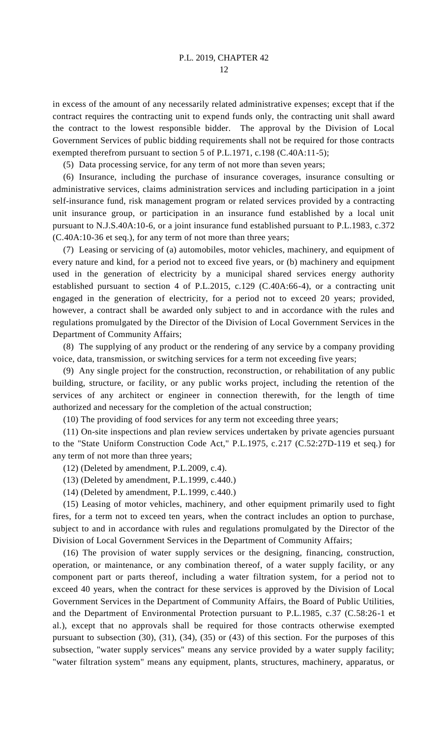in excess of the amount of any necessarily related administrative expenses; except that if the contract requires the contracting unit to expend funds only, the contracting unit shall award the contract to the lowest responsible bidder. The approval by the Division of Local Government Services of public bidding requirements shall not be required for those contracts exempted therefrom pursuant to section 5 of P.L.1971, c.198 (C.40A:11-5);

(5) Data processing service, for any term of not more than seven years;

(6) Insurance, including the purchase of insurance coverages, insurance consulting or administrative services, claims administration services and including participation in a joint self-insurance fund, risk management program or related services provided by a contracting unit insurance group, or participation in an insurance fund established by a local unit pursuant to N.J.S.40A:10-6, or a joint insurance fund established pursuant to P.L.1983, c.372 (C.40A:10-36 et seq.), for any term of not more than three years;

(7) Leasing or servicing of (a) automobiles, motor vehicles, machinery, and equipment of every nature and kind, for a period not to exceed five years, or (b) machinery and equipment used in the generation of electricity by a municipal shared services energy authority established pursuant to section 4 of P.L.2015, c.129 (C.40A:66-4), or a contracting unit engaged in the generation of electricity, for a period not to exceed 20 years; provided, however, a contract shall be awarded only subject to and in accordance with the rules and regulations promulgated by the Director of the Division of Local Government Services in the Department of Community Affairs;

(8) The supplying of any product or the rendering of any service by a company providing voice, data, transmission, or switching services for a term not exceeding five years;

(9) Any single project for the construction, reconstruction, or rehabilitation of any public building, structure, or facility, or any public works project, including the retention of the services of any architect or engineer in connection therewith, for the length of time authorized and necessary for the completion of the actual construction;

(10) The providing of food services for any term not exceeding three years;

(11) On-site inspections and plan review services undertaken by private agencies pursuant to the "State Uniform Construction Code Act," P.L.1975, c.217 (C.52:27D-119 et seq.) for any term of not more than three years;

(12) (Deleted by amendment, P.L.2009, c.4).

(13) (Deleted by amendment, P.L.1999, c.440.)

(14) (Deleted by amendment, P.L.1999, c.440.)

(15) Leasing of motor vehicles, machinery, and other equipment primarily used to fight fires, for a term not to exceed ten years, when the contract includes an option to purchase, subject to and in accordance with rules and regulations promulgated by the Director of the Division of Local Government Services in the Department of Community Affairs;

(16) The provision of water supply services or the designing, financing, construction, operation, or maintenance, or any combination thereof, of a water supply facility, or any component part or parts thereof, including a water filtration system, for a period not to exceed 40 years, when the contract for these services is approved by the Division of Local Government Services in the Department of Community Affairs, the Board of Public Utilities, and the Department of Environmental Protection pursuant to P.L.1985, c.37 (C.58:26-1 et al.), except that no approvals shall be required for those contracts otherwise exempted pursuant to subsection (30), (31), (34), (35) or (43) of this section. For the purposes of this subsection, "water supply services" means any service provided by a water supply facility; "water filtration system" means any equipment, plants, structures, machinery, apparatus, or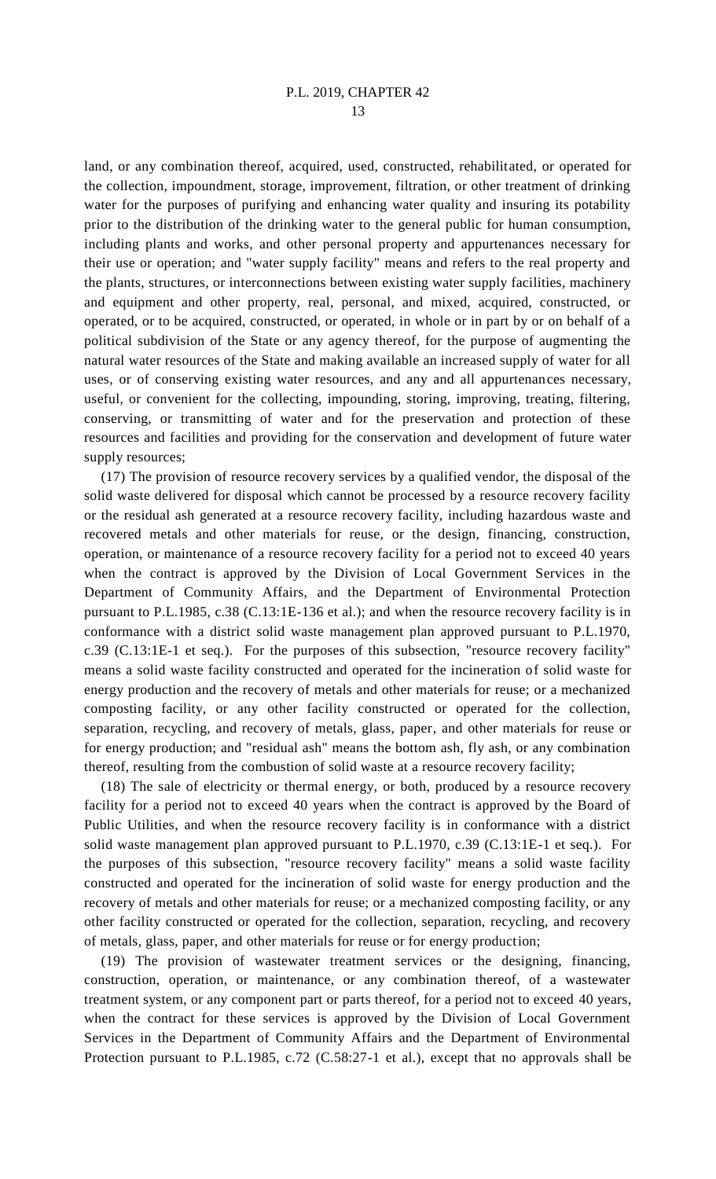land, or any combination thereof, acquired, used, constructed, rehabilitated, or operated for the collection, impoundment, storage, improvement, filtration, or other treatment of drinking water for the purposes of purifying and enhancing water quality and insuring its potability prior to the distribution of the drinking water to the general public for human consumption, including plants and works, and other personal property and appurtenances necessary for their use or operation; and "water supply facility" means and refers to the real property and the plants, structures, or interconnections between existing water supply facilities, machinery and equipment and other property, real, personal, and mixed, acquired, constructed, or operated, or to be acquired, constructed, or operated, in whole or in part by or on behalf of a political subdivision of the State or any agency thereof, for the purpose of augmenting the natural water resources of the State and making available an increased supply of water for all uses, or of conserving existing water resources, and any and all appurtenances necessary, useful, or convenient for the collecting, impounding, storing, improving, treating, filtering, conserving, or transmitting of water and for the preservation and protection of these resources and facilities and providing for the conservation and development of future water supply resources;

(17) The provision of resource recovery services by a qualified vendor, the disposal of the solid waste delivered for disposal which cannot be processed by a resource recovery facility or the residual ash generated at a resource recovery facility, including hazardous waste and recovered metals and other materials for reuse, or the design, financing, construction, operation, or maintenance of a resource recovery facility for a period not to exceed 40 years when the contract is approved by the Division of Local Government Services in the Department of Community Affairs, and the Department of Environmental Protection pursuant to P.L.1985, c.38 (C.13:1E-136 et al.); and when the resource recovery facility is in conformance with a district solid waste management plan approved pursuant to P.L.1970, c.39 (C.13:1E-1 et seq.). For the purposes of this subsection, "resource recovery facility" means a solid waste facility constructed and operated for the incineration of solid waste for energy production and the recovery of metals and other materials for reuse; or a mechanized composting facility, or any other facility constructed or operated for the collection, separation, recycling, and recovery of metals, glass, paper, and other materials for reuse or for energy production; and "residual ash" means the bottom ash, fly ash, or any combination thereof, resulting from the combustion of solid waste at a resource recovery facility;

(18) The sale of electricity or thermal energy, or both, produced by a resource recovery facility for a period not to exceed 40 years when the contract is approved by the Board of Public Utilities, and when the resource recovery facility is in conformance with a district solid waste management plan approved pursuant to P.L.1970, c.39 (C.13:1E-1 et seq.). For the purposes of this subsection, "resource recovery facility" means a solid waste facility constructed and operated for the incineration of solid waste for energy production and the recovery of metals and other materials for reuse; or a mechanized composting facility, or any other facility constructed or operated for the collection, separation, recycling, and recovery of metals, glass, paper, and other materials for reuse or for energy production;

(19) The provision of wastewater treatment services or the designing, financing, construction, operation, or maintenance, or any combination thereof, of a wastewater treatment system, or any component part or parts thereof, for a period not to exceed 40 years, when the contract for these services is approved by the Division of Local Government Services in the Department of Community Affairs and the Department of Environmental Protection pursuant to P.L.1985, c.72 (C.58:27-1 et al.), except that no approvals shall be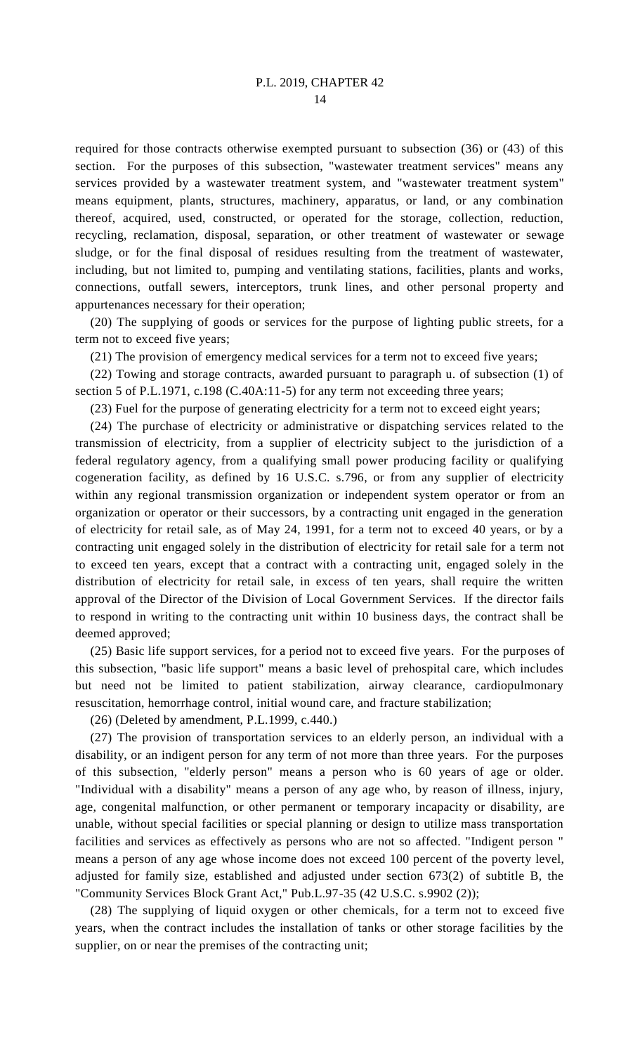required for those contracts otherwise exempted pursuant to subsection (36) or (43) of this section. For the purposes of this subsection, "wastewater treatment services" means any services provided by a wastewater treatment system, and "wastewater treatment system" means equipment, plants, structures, machinery, apparatus, or land, or any combination thereof, acquired, used, constructed, or operated for the storage, collection, reduction, recycling, reclamation, disposal, separation, or other treatment of wastewater or sewage sludge, or for the final disposal of residues resulting from the treatment of wastewater, including, but not limited to, pumping and ventilating stations, facilities, plants and works, connections, outfall sewers, interceptors, trunk lines, and other personal property and appurtenances necessary for their operation;

(20) The supplying of goods or services for the purpose of lighting public streets, for a term not to exceed five years;

(21) The provision of emergency medical services for a term not to exceed five years;

(22) Towing and storage contracts, awarded pursuant to paragraph u. of subsection (1) of section 5 of P.L.1971, c.198 (C.40A:11-5) for any term not exceeding three years;

(23) Fuel for the purpose of generating electricity for a term not to exceed eight years;

(24) The purchase of electricity or administrative or dispatching services related to the transmission of electricity, from a supplier of electricity subject to the jurisdiction of a federal regulatory agency, from a qualifying small power producing facility or qualifying cogeneration facility, as defined by 16 U.S.C. s.796, or from any supplier of electricity within any regional transmission organization or independent system operator or from an organization or operator or their successors, by a contracting unit engaged in the generation of electricity for retail sale, as of May 24, 1991, for a term not to exceed 40 years, or by a contracting unit engaged solely in the distribution of electricity for retail sale for a term not to exceed ten years, except that a contract with a contracting unit, engaged solely in the distribution of electricity for retail sale, in excess of ten years, shall require the written approval of the Director of the Division of Local Government Services. If the director fails to respond in writing to the contracting unit within 10 business days, the contract shall be deemed approved;

(25) Basic life support services, for a period not to exceed five years. For the purposes of this subsection, "basic life support" means a basic level of prehospital care, which includes but need not be limited to patient stabilization, airway clearance, cardiopulmonary resuscitation, hemorrhage control, initial wound care, and fracture stabilization;

(26) (Deleted by amendment, P.L.1999, c.440.)

(27) The provision of transportation services to an elderly person, an individual with a disability, or an indigent person for any term of not more than three years. For the purposes of this subsection, "elderly person" means a person who is 60 years of age or older. "Individual with a disability" means a person of any age who, by reason of illness, injury, age, congenital malfunction, or other permanent or temporary incapacity or disability, are unable, without special facilities or special planning or design to utilize mass transportation facilities and services as effectively as persons who are not so affected. "Indigent person " means a person of any age whose income does not exceed 100 percent of the poverty level, adjusted for family size, established and adjusted under section 673(2) of subtitle B, the "Community Services Block Grant Act," Pub.L.97-35 (42 U.S.C. s.9902 (2));

(28) The supplying of liquid oxygen or other chemicals, for a term not to exceed five years, when the contract includes the installation of tanks or other storage facilities by the supplier, on or near the premises of the contracting unit;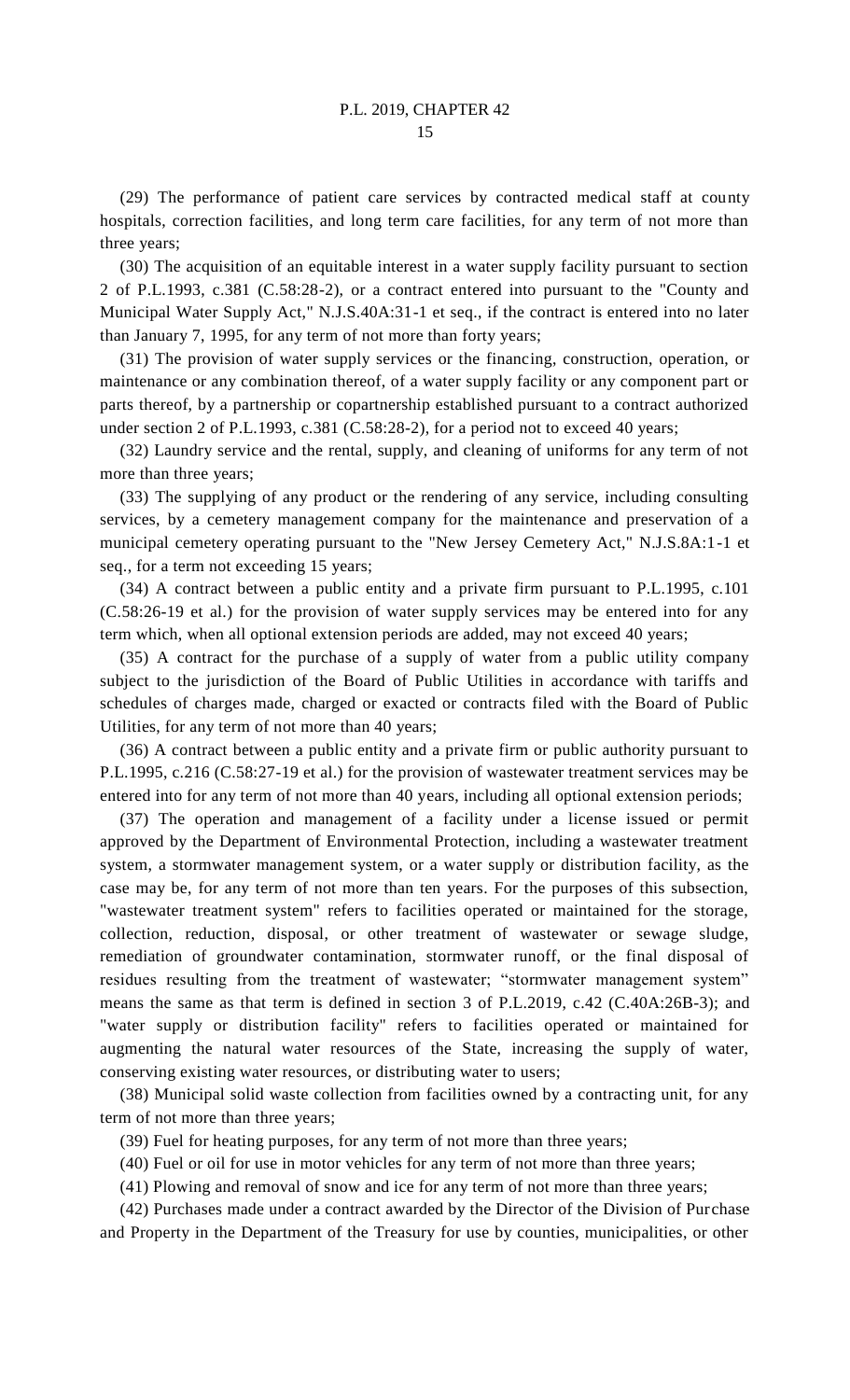(29) The performance of patient care services by contracted medical staff at county hospitals, correction facilities, and long term care facilities, for any term of not more than three years;

(30) The acquisition of an equitable interest in a water supply facility pursuant to section 2 of P.L.1993, c.381 (C.58:28-2), or a contract entered into pursuant to the "County and Municipal Water Supply Act," N.J.S.40A:31-1 et seq., if the contract is entered into no later than January 7, 1995, for any term of not more than forty years;

(31) The provision of water supply services or the financing, construction, operation, or maintenance or any combination thereof, of a water supply facility or any component part or parts thereof, by a partnership or copartnership established pursuant to a contract authorized under section 2 of P.L.1993, c.381 (C.58:28-2), for a period not to exceed 40 years;

(32) Laundry service and the rental, supply, and cleaning of uniforms for any term of not more than three years;

(33) The supplying of any product or the rendering of any service, including consulting services, by a cemetery management company for the maintenance and preservation of a municipal cemetery operating pursuant to the "New Jersey Cemetery Act," N.J.S.8A:1-1 et seq., for a term not exceeding 15 years;

(34) A contract between a public entity and a private firm pursuant to P.L.1995, c.101 (C.58:26-19 et al.) for the provision of water supply services may be entered into for any term which, when all optional extension periods are added, may not exceed 40 years;

(35) A contract for the purchase of a supply of water from a public utility company subject to the jurisdiction of the Board of Public Utilities in accordance with tariffs and schedules of charges made, charged or exacted or contracts filed with the Board of Public Utilities, for any term of not more than 40 years;

(36) A contract between a public entity and a private firm or public authority pursuant to P.L.1995, c.216 (C.58:27-19 et al.) for the provision of wastewater treatment services may be entered into for any term of not more than 40 years, including all optional extension periods;

(37) The operation and management of a facility under a license issued or permit approved by the Department of Environmental Protection, including a wastewater treatment system, a stormwater management system, or a water supply or distribution facility, as the case may be, for any term of not more than ten years. For the purposes of this subsection, "wastewater treatment system" refers to facilities operated or maintained for the storage, collection, reduction, disposal, or other treatment of wastewater or sewage sludge, remediation of groundwater contamination, stormwater runoff, or the final disposal of residues resulting from the treatment of wastewater; "stormwater management system" means the same as that term is defined in section 3 of P.L.2019, c.42 (C.40A:26B-3); and "water supply or distribution facility" refers to facilities operated or maintained for augmenting the natural water resources of the State, increasing the supply of water, conserving existing water resources, or distributing water to users;

(38) Municipal solid waste collection from facilities owned by a contracting unit, for any term of not more than three years;

(39) Fuel for heating purposes, for any term of not more than three years;

(40) Fuel or oil for use in motor vehicles for any term of not more than three years;

(41) Plowing and removal of snow and ice for any term of not more than three years;

(42) Purchases made under a contract awarded by the Director of the Division of Purchase and Property in the Department of the Treasury for use by counties, municipalities, or other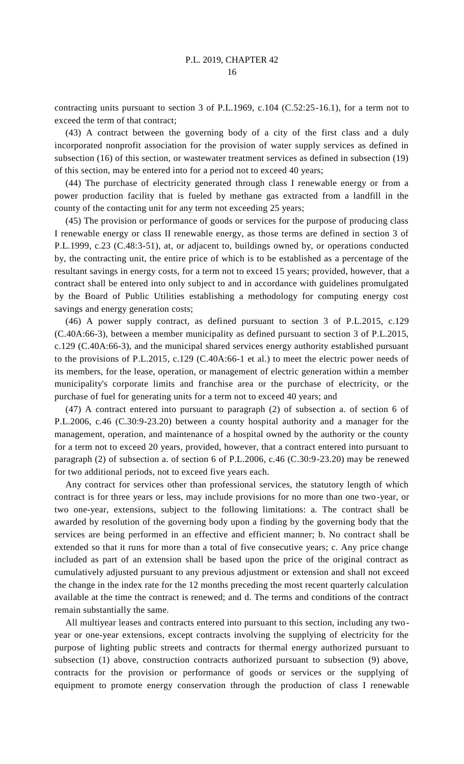contracting units pursuant to section 3 of P.L.1969, c.104 (C.52:25-16.1), for a term not to exceed the term of that contract;

(43) A contract between the governing body of a city of the first class and a duly incorporated nonprofit association for the provision of water supply services as defined in subsection (16) of this section, or wastewater treatment services as defined in subsection (19) of this section, may be entered into for a period not to exceed 40 years;

(44) The purchase of electricity generated through class I renewable energy or from a power production facility that is fueled by methane gas extracted from a landfill in the county of the contacting unit for any term not exceeding 25 years;

(45) The provision or performance of goods or services for the purpose of producing class I renewable energy or class II renewable energy, as those terms are defined in section 3 of P.L.1999, c.23 (C.48:3-51), at, or adjacent to, buildings owned by, or operations conducted by, the contracting unit, the entire price of which is to be established as a percentage of the resultant savings in energy costs, for a term not to exceed 15 years; provided, however, that a contract shall be entered into only subject to and in accordance with guidelines promulgated by the Board of Public Utilities establishing a methodology for computing energy cost savings and energy generation costs;

(46) A power supply contract, as defined pursuant to section 3 of P.L.2015, c.129 (C.40A:66-3), between a member municipality as defined pursuant to section 3 of P.L.2015, c.129 (C.40A:66-3), and the municipal shared services energy authority established pursuant to the provisions of P.L.2015, c.129 (C.40A:66-1 et al.) to meet the electric power needs of its members, for the lease, operation, or management of electric generation within a member municipality's corporate limits and franchise area or the purchase of electricity, or the purchase of fuel for generating units for a term not to exceed 40 years; and

(47) A contract entered into pursuant to paragraph (2) of subsection a. of section 6 of P.L.2006, c.46 (C.30:9-23.20) between a county hospital authority and a manager for the management, operation, and maintenance of a hospital owned by the authority or the county for a term not to exceed 20 years, provided, however, that a contract entered into pursuant to paragraph (2) of subsection a. of section 6 of P.L.2006, c.46 (C.30:9-23.20) may be renewed for two additional periods, not to exceed five years each.

Any contract for services other than professional services, the statutory length of which contract is for three years or less, may include provisions for no more than one two-year, or two one-year, extensions, subject to the following limitations: a. The contract shall be awarded by resolution of the governing body upon a finding by the governing body that the services are being performed in an effective and efficient manner; b. No contract shall be extended so that it runs for more than a total of five consecutive years; c. Any price change included as part of an extension shall be based upon the price of the original contract as cumulatively adjusted pursuant to any previous adjustment or extension and shall not exceed the change in the index rate for the 12 months preceding the most recent quarterly calculation available at the time the contract is renewed; and d. The terms and conditions of the contract remain substantially the same.

All multiyear leases and contracts entered into pursuant to this section, including any two-year or one-year extensions, except contracts involving the supplying of electricity for the purpose of lighting public streets and contracts for thermal energy authorized pursuant to subsection (1) above, construction contracts authorized pursuant to subsection (9) above, contracts for the provision or performance of goods or services or the supplying of equipment to promote energy conservation through the production of class I renewable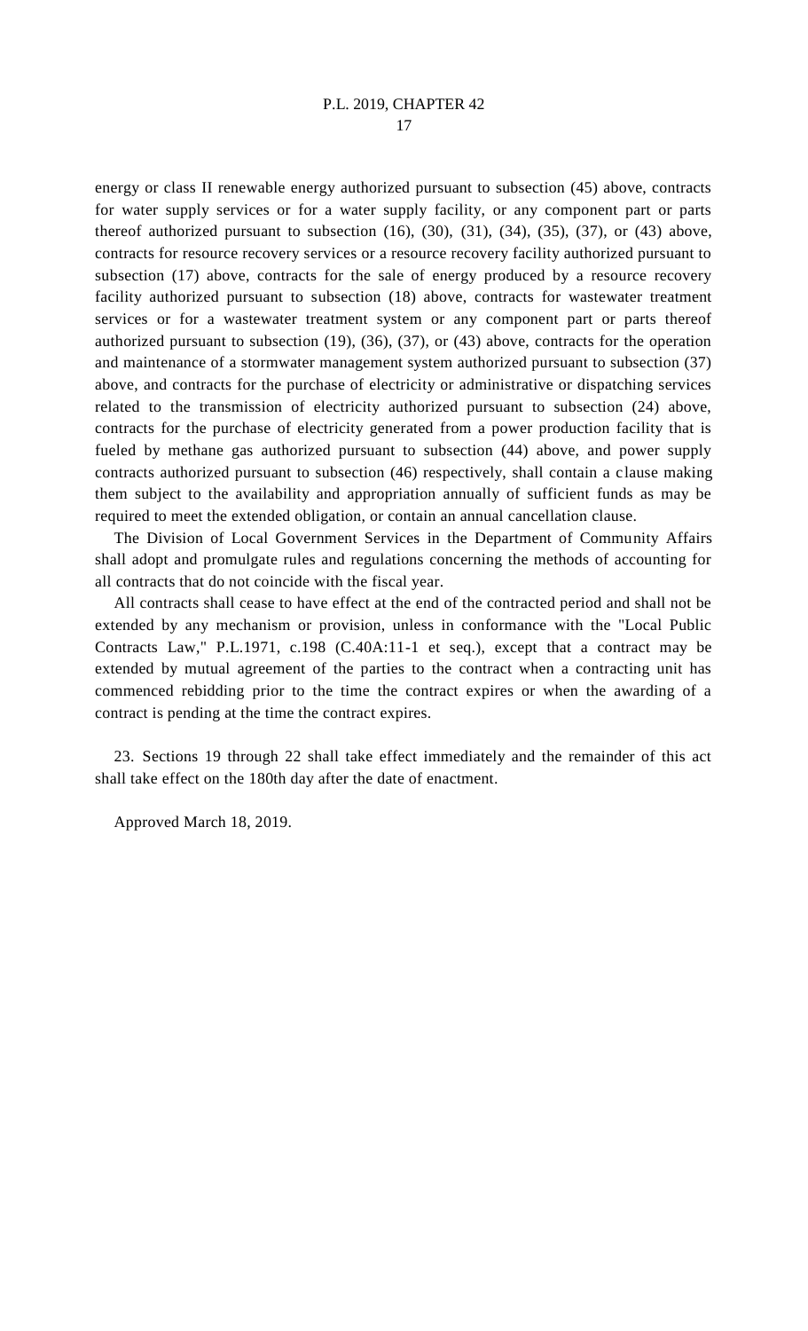energy or class II renewable energy authorized pursuant to subsection (45) above, contracts for water supply services or for a water supply facility, or any component part or parts thereof authorized pursuant to subsection (16), (30), (31), (34), (35), (37), or (43) above, contracts for resource recovery services or a resource recovery facility authorized pursuant to subsection (17) above, contracts for the sale of energy produced by a resource recovery facility authorized pursuant to subsection (18) above, contracts for wastewater treatment services or for a wastewater treatment system or any component part or parts thereof authorized pursuant to subsection (19), (36), (37), or (43) above, contracts for the operation and maintenance of a stormwater management system authorized pursuant to subsection (37) above, and contracts for the purchase of electricity or administrative or dispatching services related to the transmission of electricity authorized pursuant to subsection (24) above, contracts for the purchase of electricity generated from a power production facility that is fueled by methane gas authorized pursuant to subsection (44) above, and power supply contracts authorized pursuant to subsection (46) respectively, shall contain a clause making them subject to the availability and appropriation annually of sufficient funds as may be required to meet the extended obligation, or contain an annual cancellation clause.

The Division of Local Government Services in the Department of Community Affairs shall adopt and promulgate rules and regulations concerning the methods of accounting for all contracts that do not coincide with the fiscal year.

All contracts shall cease to have effect at the end of the contracted period and shall not be extended by any mechanism or provision, unless in conformance with the "Local Public Contracts Law," P.L.1971, c.198 (C.40A:11-1 et seq.), except that a contract may be extended by mutual agreement of the parties to the contract when a contracting unit has commenced rebidding prior to the time the contract expires or when the awarding of a contract is pending at the time the contract expires.

23. Sections 19 through 22 shall take effect immediately and the remainder of this act shall take effect on the 180th day after the date of enactment.

Approved March 18, 2019.